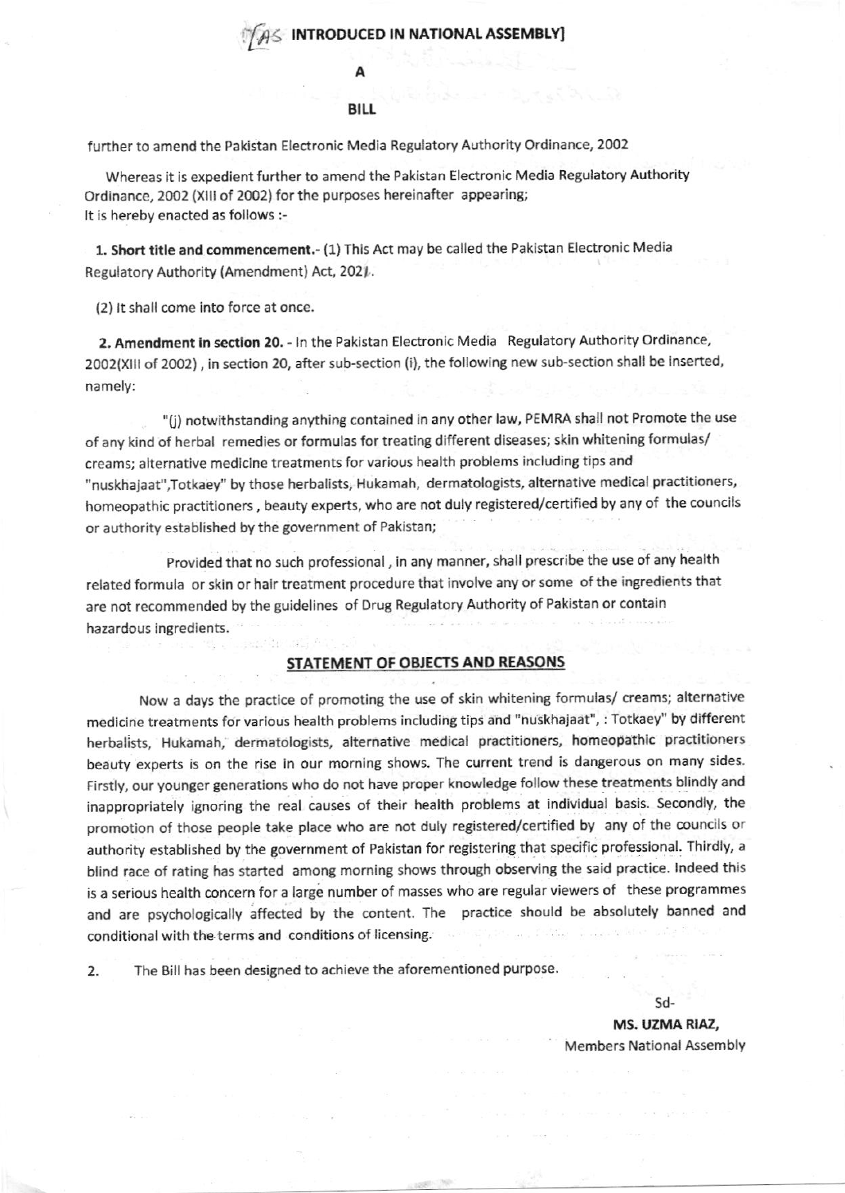[AS INTRODUCED IN NATIONAL ASSEMBLY]

A

BILL

further to amend the Pakistan Electronic Media Regulatory Authority Ordinance, 2002

Whereas it is expedient further to amend the Pakistan Electronic Media Regulatory Authority Ordinance, 2002 (XIII of 2002) for the purposes hereinafter appearing;
It is hereby enacted as follows :-

**1. Short title and commencement.**- (1) This Act may be called the Pakistan Electronic Media Regulatory Authority (Amendment) Act, 2021.

(2) It shall come into force at once.

**2. Amendment in section 20.** - In the Pakistan Electronic Media Regulatory Authority Ordinance, 2002(XIII of 2002) , in section 20, after sub-section (i), the following new sub-section shall be inserted, namely:

"(j) notwithstanding anything contained in any other law, PEMRA shall not Promote the use of any kind of herbal remedies or formulas for treating different diseases; skin whitening formulas/ creams; alternative medicine treatments for various health problems including tips and "nuskhajaat",Totkaey" by those herbalists, Hukamah, dermatologists, alternative medical practitioners, homeopathic practitioners , beauty experts, who are not duly registered/certified by any of the councils or authority established by the government of Pakistan;

Provided that no such professional , in any manner, shall prescribe the use of any health related formula or skin or hair treatment procedure that involve any or some of the ingredients that are not recommended by the guidelines of Drug Regulatory Authority of Pakistan or contain hazardous ingredients.

## STATEMENT OF OBJECTS AND REASONS

Now a days the practice of promoting the use of skin whitening formulas/ creams; alternative medicine treatments for various health problems including tips and "nuskhajaat", : Totkaey" by different herbalists, Hukamah, dermatologists, alternative medical practitioners, homeopathic practitioners beauty experts is on the rise in our morning shows. The current trend is dangerous on many sides. Firstly, our younger generations who do not have proper knowledge follow these treatments blindly and inappropriately ignoring the real causes of their health problems at individual basis. Secondly, the promotion of those people take place who are not duly registered/certified by any of the councils or authority established by the government of Pakistan for registering that specific professional. Thirdly, a blind race of rating has started among morning shows through observing the said practice. Indeed this is a serious health concern for a large number of masses who are regular viewers of these programmes and are psychologically affected by the content. The practice should be absolutely banned and conditional with the terms and conditions of licensing.

2. The Bill has been designed to achieve the aforementioned purpose.

Sd-

**MS. UZMA RIAZ,**
Members National Assembly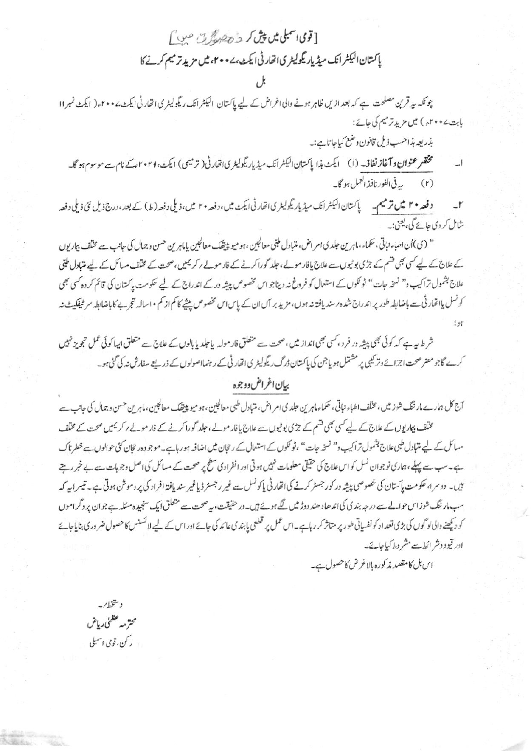[قومی اسمبلی میں پیش کردہ صورت میں]

## پاکستان الیکٹرانک میڈیا ریگولیٹری اتھارٹی ایکٹ، ۲۰۰۷ء میں مزید ترمیم کرنے کا

## بل

چونکہ یہ قرین مصلحت ہے کہ بعد ازیں ظاہر ہونے والی اغراض کے لیے پاکستان الیکٹرانک ریگولیٹری اتھارٹی ایکٹ، ۲۰۰۷ء (ایکٹ نمبر ۱۱ بابت ۲۰۰۷ء) میں مزید ترمیم کی جائے؛

بذریعہ ہذا حسب ذیل قانون وضع کیا جاتا ہے:-

۱۔ **مختصر عنوان و آغاز نفاذ۔** (۱) ایکٹ ہذا پاکستان الیکٹرانک میڈیا ریگولیٹری اتھارٹی (ترمیمی) ایکٹ، ۲۰۲۱ء کے نام سے موسوم ہوگا۔

(۲) یہ فی الفور نافذ العمل ہوگا۔

۲۔ **دفعہ ۲۰ میں ترمیم۔** پاکستان الیکٹرانک میڈیا ریگولیٹری اتھارٹی ایکٹ میں، دفعہ ۲۰ میں، ذیلی دفعہ (ط) کے بعد، درج ذیل نئی ذیلی دفعہ شامل کر دی جائے گی، یعنی:-

"(ی) اُن اطباء نباتی، حکماء، ماہرین جلدی امراض، متبادل طبی معالجین، ہومیوپیتھک معالجین یا ماہرین حسن و جمال کی جانب سے مختلف بیماریوں کے علاج کے لیے کسی بھی قسم کے جڑی بوٹیوں سے علاج یا فارمولے، جلد گورا کرنے کے فارمولے رکریمیں، صحت کے مختلف مسائل کے لیے متبادل طبی علاج بشمول تراکیب و" نسخہ جات" ٹوٹکوں کے استعمال کو فروغ نہ دینا جو اس مخصوص پیشہ ور کے اندراج کے لیے حکومت پاکستان کی قائم کردہ کسی بھی کونسل یا اتھارٹی سے باضابطہ طور پر اندراج شدہ رسند یافتہ نہ ہوں، مزید برآں ان کے پاس اس مخصوص پیشے کا کم از کم ۱۰ سالہ تجربے کا باضابطہ سرٹیفکیٹ نہ ہو؛

شرط یہ ہے کہ کوئی بھی پیشہ ور فرد، کسی بھی انداز میں، صحت سے متعلق فارمولہ یا جلد یا بالوں کے علاج سے متعلق ایسا کوئی عمل تجویز نہیں کرے گا جو مضر صحت اجزائے ترکیبی پر مشتمل ہو یا جن کی پاکستان ڈرگ ریگولیٹری اتھارٹی کے رہنما اصولوں کے ذریعے سفارش نہ کی گئی ہو۔

## بیان اغراض و وجوہ

آج کل ہمارے مارننگ شوز میں، مختلف اطباء نباتی، حکماء ماہرین جلدی امراض، متبادل طبی معالجین، ہومیوپیتھک معالجین، ماہرین حسن و جمال کی جانب سے مختلف بیماریوں کے علاج کے لیے کسی بھی قسم کے جڑی بوٹیوں سے علاج یا فارمولے، جلد گورا کرنے کے فارمولے رکریمیں صحت کے مختلف مسائل کے لیے متبادل طبی علاج بشمول تراکیب و" نسخہ جات"، ٹوٹکوں کے استعمال کے رجحان میں اضافہ ہو رہا ہے۔ موجودہ رجحان کئی حوالوں سے خطرناک ہے۔ سب سے پہلے، ہماری نوجوان نسل کو اس علاج کی حقیقی معلومات نہیں ہوتی اور انفرادی سطح پر صحت کے مسائل کی اصل وجوہات سے بے خبر رہتے ہیں۔ دوسرا، حکومت پاکستان کی خصوصی پیشہ ور کو رجسٹر کرنے کی اتھارٹی یا کونسل سے غیر رجسٹرڈ یا غیر سند یافتہ افراد کی پروموشن ہوتی ہے۔ تیسرا یہ کہ سب مارننگ شوز اس حوالے سے درجہ بندی کی اندھا دھند دوڑ میں لگے ہوئے ہیں۔ درحقیقت، یہ صحت سے متعلق ایک سنجیدہ مسئلہ ہے جو ان پروگراموں کو دیکھنے والی لوگوں کی بڑی تعداد کو نفسیاتی طور پر متاثر کر رہا ہے۔ اس عمل پر قطعی پابندی عائد کی جائے اور اس کے لیے لائسنس کا حصول ضروری بنایا جائے اور قیود و شرائط سے مشروط کیا جائے۔

اس بل کا مقصد مذکورہ بالا غرض کا حصول ہے۔

دستخط/-

محترمہ عظمیٰ ریاض

رکن، قومی اسمبلی